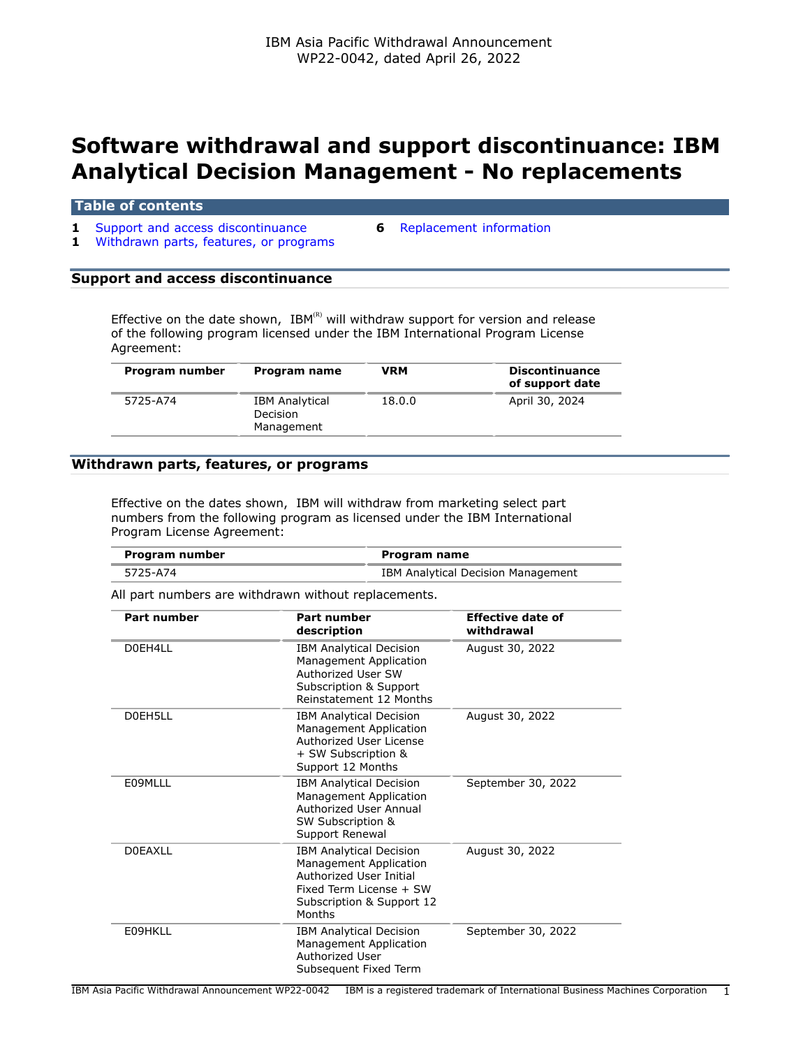IBM Asia Pacific Withdrawal Announcement
WP22-0042, dated April 26, 2022

# Software withdrawal and support discontinuance: IBM Analytical Decision Management - No replacements

## Table of contents

- 1 Support and access discontinuance
- 1 Withdrawn parts, features, or programs
- 6 Replacement information

## Support and access discontinuance

Effective on the date shown, IBM(R) will withdraw support for version and release of the following program licensed under the IBM International Program License Agreement:

| Program number | Program name | VRM | Discontinuance of support date |
|---|---|---|---|
| 5725-A74 | IBM Analytical Decision Management | 18.0.0 | April 30, 2024 |

## Withdrawn parts, features, or programs

Effective on the dates shown, IBM will withdraw from marketing select part numbers from the following program as licensed under the IBM International Program License Agreement:

| Program number | Program name |
|---|---|
| 5725-A74 | IBM Analytical Decision Management |

All part numbers are withdrawn without replacements.

| Part number | Part number description | Effective date of withdrawal |
|---|---|---|
| D0EH4LL | IBM Analytical Decision Management Application Authorized User SW Subscription & Support Reinstatement 12 Months | August 30, 2022 |
| D0EH5LL | IBM Analytical Decision Management Application Authorized User License + SW Subscription & Support 12 Months | August 30, 2022 |
| E09MLLL | IBM Analytical Decision Management Application Authorized User Annual SW Subscription & Support Renewal | September 30, 2022 |
| D0EAXLL | IBM Analytical Decision Management Application Authorized User Initial Fixed Term License + SW Subscription & Support 12 Months | August 30, 2022 |
| E09HKLL | IBM Analytical Decision Management Application Authorized User Subsequent Fixed Term | September 30, 2022 |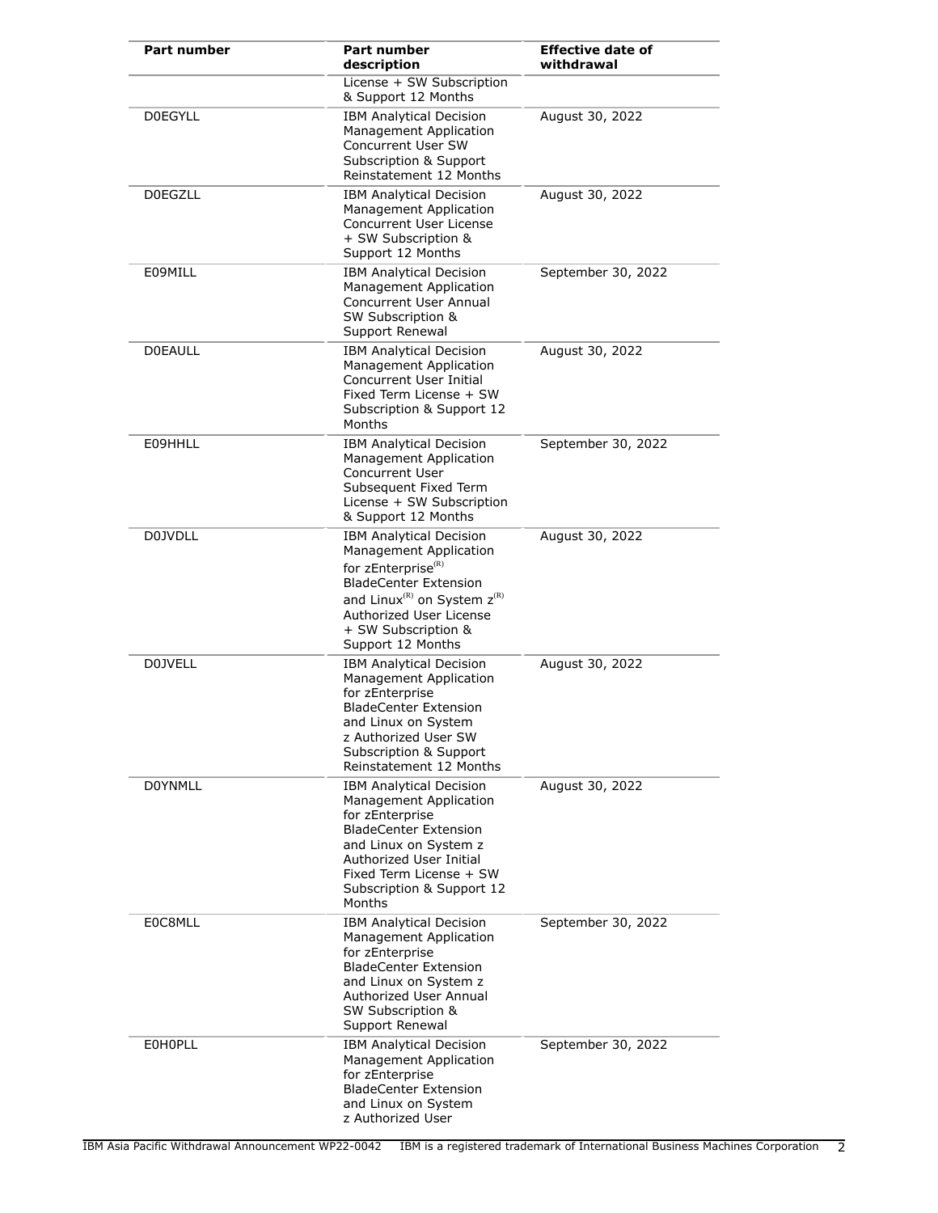| Part number | Part number description | Effective date of withdrawal |
| --- | --- | --- |
| | License + SW Subscription & Support 12 Months | |
| D0EGYLL | IBM Analytical Decision Management Application Concurrent User SW Subscription & Support Reinstatement 12 Months | August 30, 2022 |
| D0EGZLL | IBM Analytical Decision Management Application Concurrent User License + SW Subscription & Support 12 Months | August 30, 2022 |
| E09MILL | IBM Analytical Decision Management Application Concurrent User Annual SW Subscription & Support Renewal | September 30, 2022 |
| D0EAULL | IBM Analytical Decision Management Application Concurrent User Initial Fixed Term License + SW Subscription & Support 12 Months | August 30, 2022 |
| E09HHLL | IBM Analytical Decision Management Application Concurrent User Subsequent Fixed Term License + SW Subscription & Support 12 Months | September 30, 2022 |
| D0JVDLL | IBM Analytical Decision Management Application for zEnterprise(R) BladeCenter Extension and Linux(R) on System z(R) Authorized User License + SW Subscription & Support 12 Months | August 30, 2022 |
| D0JVELL | IBM Analytical Decision Management Application for zEnterprise BladeCenter Extension and Linux on System z Authorized User SW Subscription & Support Reinstatement 12 Months | August 30, 2022 |
| D0YNMLL | IBM Analytical Decision Management Application for zEnterprise BladeCenter Extension and Linux on System z Authorized User Initial Fixed Term License + SW Subscription & Support 12 Months | August 30, 2022 |
| E0C8MLL | IBM Analytical Decision Management Application for zEnterprise BladeCenter Extension and Linux on System z Authorized User Annual SW Subscription & Support Renewal | September 30, 2022 |
| E0H0PLL | IBM Analytical Decision Management Application for zEnterprise BladeCenter Extension and Linux on System z Authorized User | September 30, 2022 |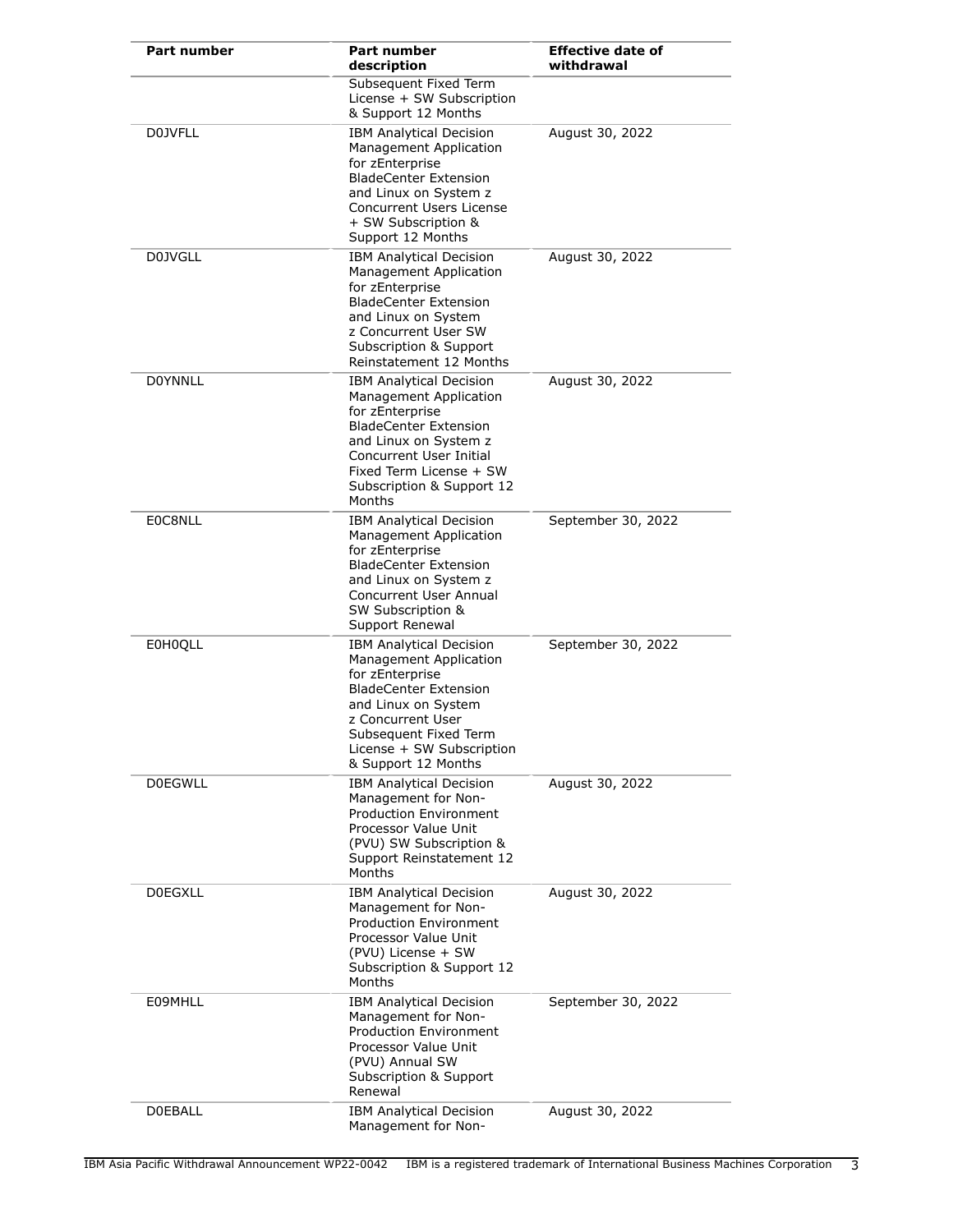| Part number | Part number description | Effective date of withdrawal |
| --- | --- | --- |
| | Subsequent Fixed Term License + SW Subscription & Support 12 Months | |
| D0JVFLL | IBM Analytical Decision Management Application for zEnterprise BladeCenter Extension and Linux on System z Concurrent Users License + SW Subscription & Support 12 Months | August 30, 2022 |
| D0JVGLL | IBM Analytical Decision Management Application for zEnterprise BladeCenter Extension and Linux on System z Concurrent User SW Subscription & Support Reinstatement 12 Months | August 30, 2022 |
| D0YNNLL | IBM Analytical Decision Management Application for zEnterprise BladeCenter Extension and Linux on System z Concurrent User Initial Fixed Term License + SW Subscription & Support 12 Months | August 30, 2022 |
| E0C8NLL | IBM Analytical Decision Management Application for zEnterprise BladeCenter Extension and Linux on System z Concurrent User Annual SW Subscription & Support Renewal | September 30, 2022 |
| E0H0QLL | IBM Analytical Decision Management Application for zEnterprise BladeCenter Extension and Linux on System z Concurrent User Subsequent Fixed Term License + SW Subscription & Support 12 Months | September 30, 2022 |
| D0EGWLL | IBM Analytical Decision Management for Non-Production Environment Processor Value Unit (PVU) SW Subscription & Support Reinstatement 12 Months | August 30, 2022 |
| D0EGXLL | IBM Analytical Decision Management for Non-Production Environment Processor Value Unit (PVU) License + SW Subscription & Support 12 Months | August 30, 2022 |
| E09MHLL | IBM Analytical Decision Management for Non-Production Environment Processor Value Unit (PVU) Annual SW Subscription & Support Renewal | September 30, 2022 |
| D0EBALL | IBM Analytical Decision Management for Non- | August 30, 2022 |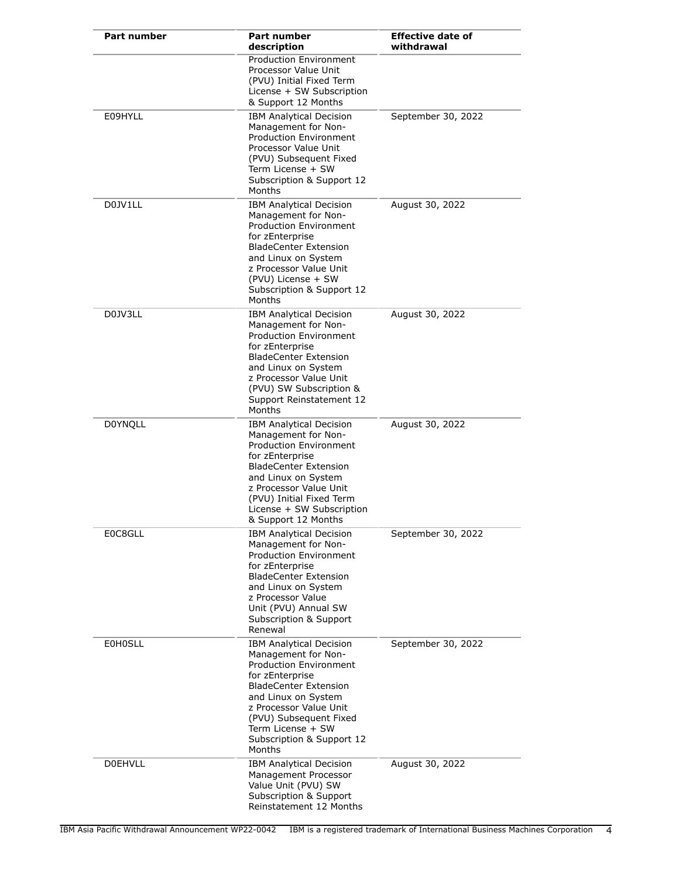| Part number | Part number description | Effective date of withdrawal |
|---|---|---|
| | Production Environment Processor Value Unit (PVU) Initial Fixed Term License + SW Subscription & Support 12 Months | |
| E09HYLL | IBM Analytical Decision Management for Non-Production Environment Processor Value Unit (PVU) Subsequent Fixed Term License + SW Subscription & Support 12 Months | September 30, 2022 |
| D0JV1LL | IBM Analytical Decision Management for Non-Production Environment for zEnterprise BladeCenter Extension and Linux on System z Processor Value Unit (PVU) License + SW Subscription & Support 12 Months | August 30, 2022 |
| D0JV3LL | IBM Analytical Decision Management for Non-Production Environment for zEnterprise BladeCenter Extension and Linux on System z Processor Value Unit (PVU) SW Subscription & Support Reinstatement 12 Months | August 30, 2022 |
| D0YNQLL | IBM Analytical Decision Management for Non-Production Environment for zEnterprise BladeCenter Extension and Linux on System z Processor Value Unit (PVU) Initial Fixed Term License + SW Subscription & Support 12 Months | August 30, 2022 |
| E0C8GLL | IBM Analytical Decision Management for Non-Production Environment for zEnterprise BladeCenter Extension and Linux on System z Processor Value Unit (PVU) Annual SW Subscription & Support Renewal | September 30, 2022 |
| E0H0SLL | IBM Analytical Decision Management for Non-Production Environment for zEnterprise BladeCenter Extension and Linux on System z Processor Value Unit (PVU) Subsequent Fixed Term License + SW Subscription & Support 12 Months | September 30, 2022 |
| D0EHVLL | IBM Analytical Decision Management Processor Value Unit (PVU) SW Subscription & Support Reinstatement 12 Months | August 30, 2022 |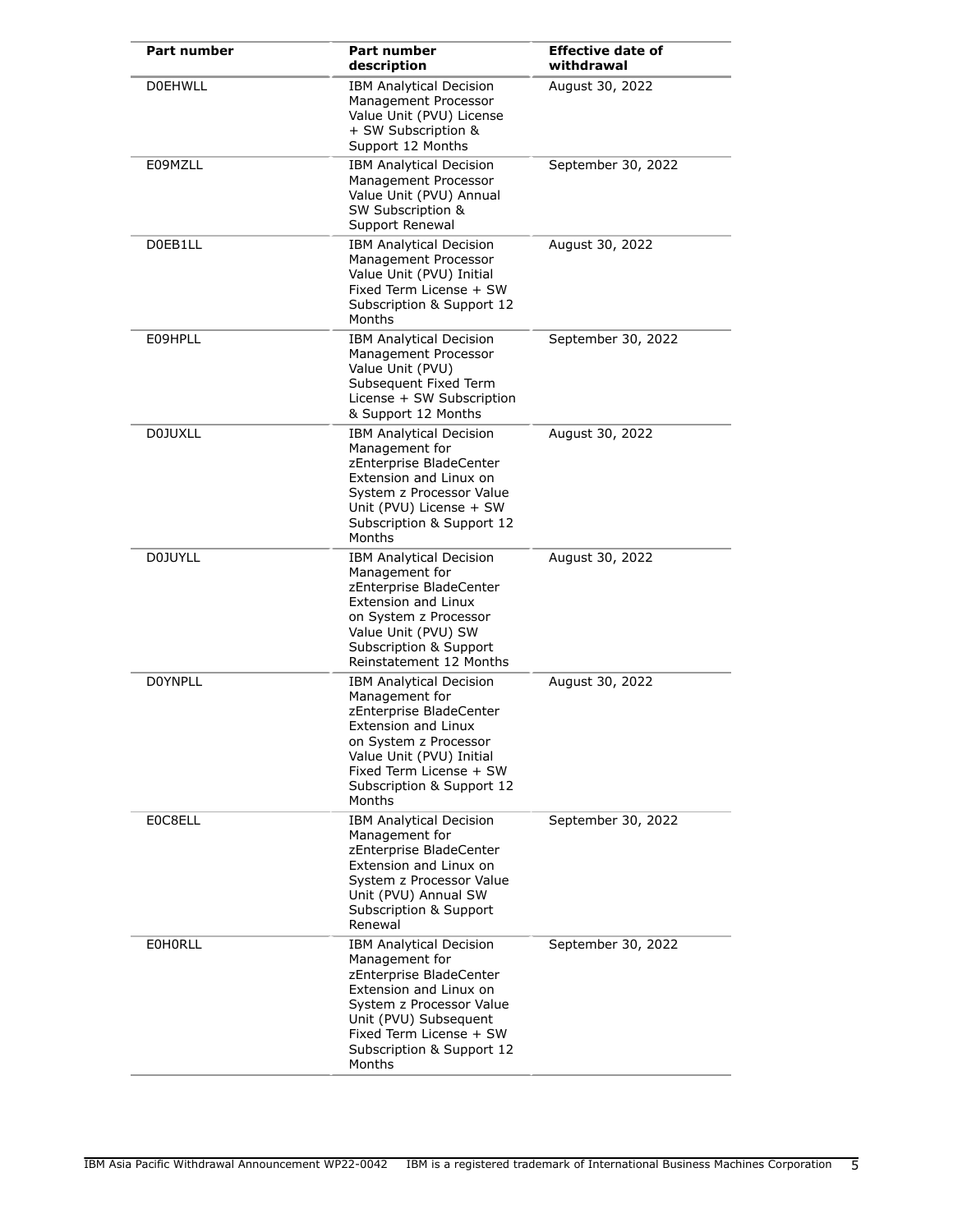| Part number | Part number description | Effective date of withdrawal |
| --- | --- | --- |
| D0EHWLL | IBM Analytical Decision Management Processor Value Unit (PVU) License + SW Subscription & Support 12 Months | August 30, 2022 |
| E09MZLL | IBM Analytical Decision Management Processor Value Unit (PVU) Annual SW Subscription & Support Renewal | September 30, 2022 |
| D0EB1LL | IBM Analytical Decision Management Processor Value Unit (PVU) Initial Fixed Term License + SW Subscription & Support 12 Months | August 30, 2022 |
| E09HPLL | IBM Analytical Decision Management Processor Value Unit (PVU) Subsequent Fixed Term License + SW Subscription & Support 12 Months | September 30, 2022 |
| D0JUXLL | IBM Analytical Decision Management for zEnterprise BladeCenter Extension and Linux on System z Processor Value Unit (PVU) License + SW Subscription & Support 12 Months | August 30, 2022 |
| D0JUYLL | IBM Analytical Decision Management for zEnterprise BladeCenter Extension and Linux on System z Processor Value Unit (PVU) SW Subscription & Support Reinstatement 12 Months | August 30, 2022 |
| D0YNPLL | IBM Analytical Decision Management for zEnterprise BladeCenter Extension and Linux on System z Processor Value Unit (PVU) Initial Fixed Term License + SW Subscription & Support 12 Months | August 30, 2022 |
| E0C8ELL | IBM Analytical Decision Management for zEnterprise BladeCenter Extension and Linux on System z Processor Value Unit (PVU) Annual SW Subscription & Support Renewal | September 30, 2022 |
| E0H0RLL | IBM Analytical Decision Management for zEnterprise BladeCenter Extension and Linux on System z Processor Value Unit (PVU) Subsequent Fixed Term License + SW Subscription & Support 12 Months | September 30, 2022 |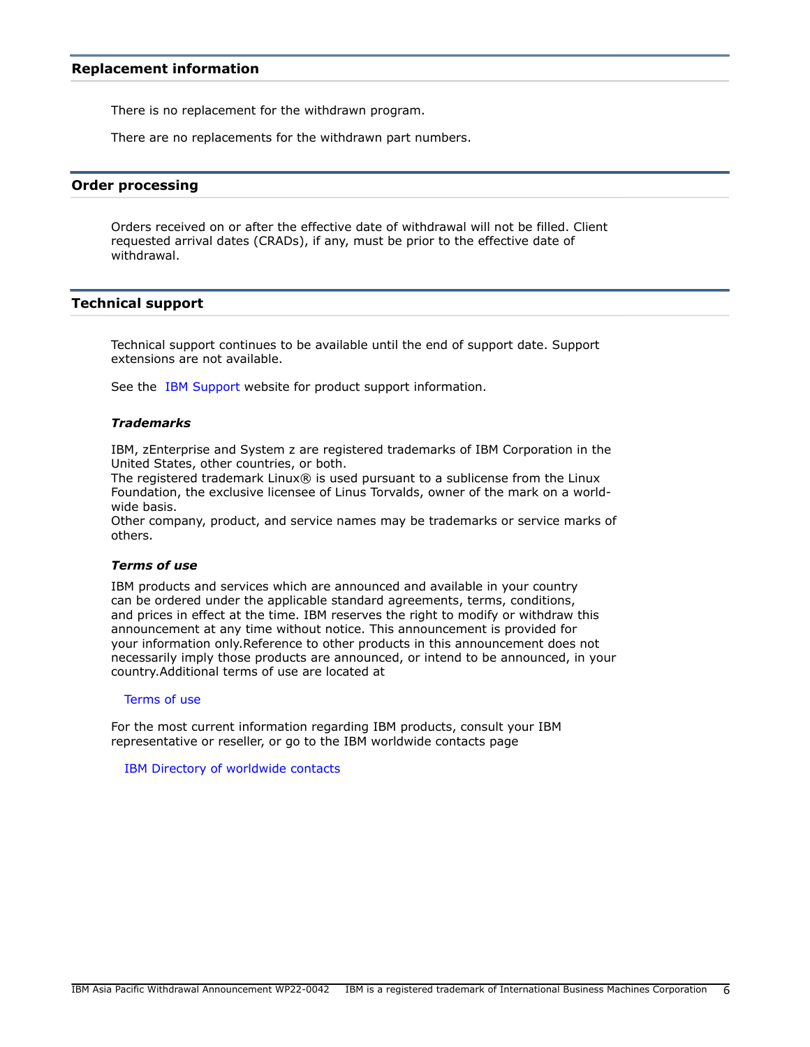## Replacement information

There is no replacement for the withdrawn program.

There are no replacements for the withdrawn part numbers.

## Order processing

Orders received on or after the effective date of withdrawal will not be filled. Client requested arrival dates (CRADs), if any, must be prior to the effective date of withdrawal.

## Technical support

Technical support continues to be available until the end of support date. Support extensions are not available.

See the IBM Support website for product support information.

### *Trademarks*

IBM, zEnterprise and System z are registered trademarks of IBM Corporation in the United States, other countries, or both.
The registered trademark Linux® is used pursuant to a sublicense from the Linux Foundation, the exclusive licensee of Linus Torvalds, owner of the mark on a world-wide basis.
Other company, product, and service names may be trademarks or service marks of others.

### *Terms of use*

IBM products and services which are announced and available in your country can be ordered under the applicable standard agreements, terms, conditions, and prices in effect at the time. IBM reserves the right to modify or withdraw this announcement at any time without notice. This announcement is provided for your information only.Reference to other products in this announcement does not necessarily imply those products are announced, or intend to be announced, in your country.Additional terms of use are located at

Terms of use

For the most current information regarding IBM products, consult your IBM representative or reseller, or go to the IBM worldwide contacts page

IBM Directory of worldwide contacts